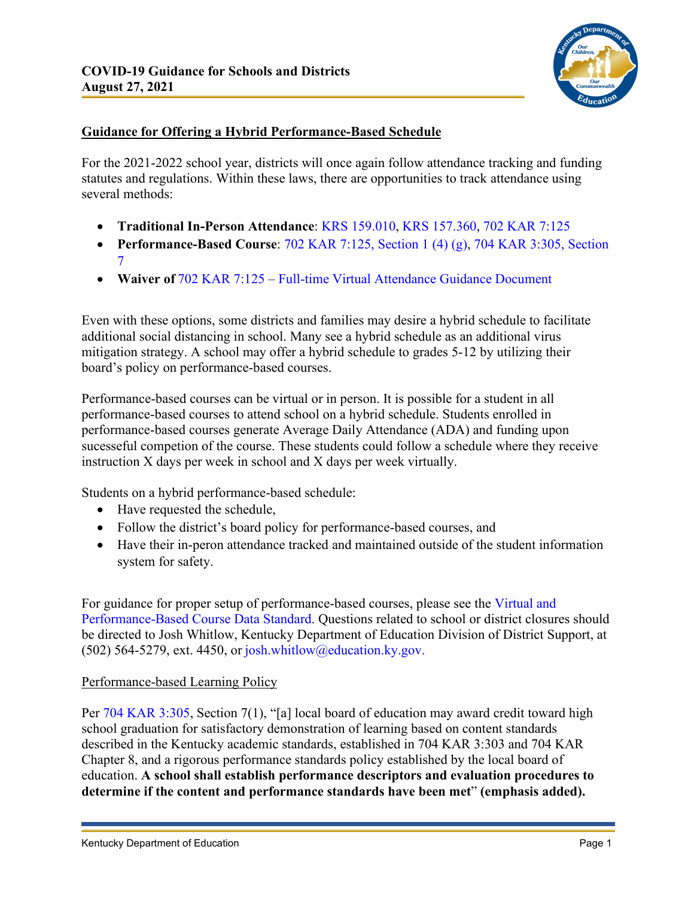**COVID-19 Guidance for Schools and Districts**
**August 27, 2021**

## Guidance for Offering a Hybrid Performance-Based Schedule

For the 2021-2022 school year, districts will once again follow attendance tracking and funding statutes and regulations. Within these laws, there are opportunities to track attendance using several methods:

- **Traditional In-Person Attendance**: KRS 159.010, KRS 157.360, 702 KAR 7:125
- **Performance-Based Course**: 702 KAR 7:125, Section 1 (4) (g), 704 KAR 3:305, Section 7
- **Waiver of** 702 KAR 7:125 – Full-time Virtual Attendance Guidance Document

Even with these options, some districts and families may desire a hybrid schedule to facilitate additional social distancing in school. Many see a hybrid schedule as an additional virus mitigation strategy. A school may offer a hybrid schedule to grades 5-12 by utilizing their board's policy on performance-based courses.

Performance-based courses can be virtual or in person. It is possible for a student in all performance-based courses to attend school on a hybrid schedule. Students enrolled in performance-based courses generate Average Daily Attendance (ADA) and funding upon sucesseful competion of the course. These students could follow a schedule where they receive instruction X days per week in school and X days per week virtually.

Students on a hybrid performance-based schedule:

- Have requested the schedule,
- Follow the district's board policy for performance-based courses, and
- Have their in-peron attendance tracked and maintained outside of the student information system for safety.

For guidance for proper setup of performance-based courses, please see the Virtual and Performance-Based Course Data Standard. Questions related to school or district closures should be directed to Josh Whitlow, Kentucky Department of Education Division of District Support, at (502) 564-5279, ext. 4450, or josh.whitlow@education.ky.gov.

### Performance-based Learning Policy

Per 704 KAR 3:305, Section 7(1), "[a] local board of education may award credit toward high school graduation for satisfactory demonstration of learning based on content standards described in the Kentucky academic standards, established in 704 KAR 3:303 and 704 KAR Chapter 8, and a rigorous performance standards policy established by the local board of education. **A school shall establish performance descriptors and evaluation procedures to determine if the content and performance standards have been met**" **(emphasis added).**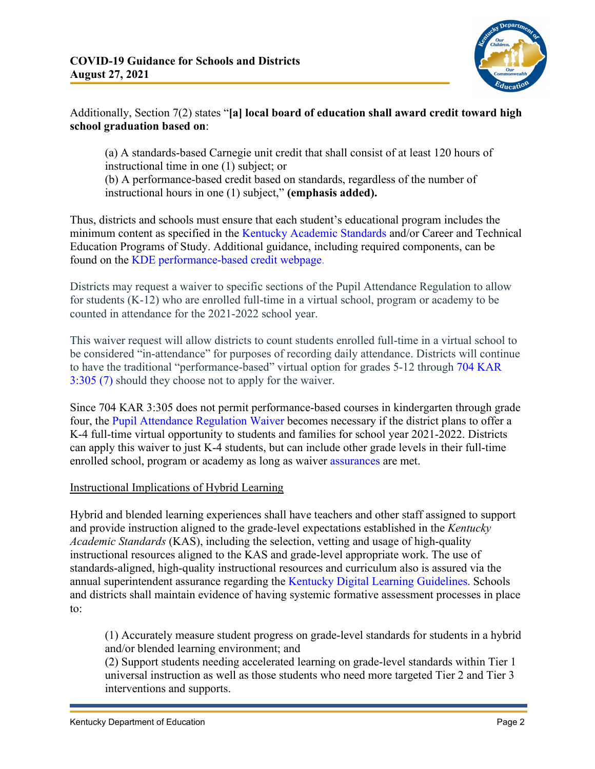Additionally, Section 7(2) states "**[a] local board of education shall award credit toward high school graduation based on**:

> (a) A standards-based Carnegie unit credit that shall consist of at least 120 hours of instructional time in one (1) subject; or
> (b) A performance-based credit based on standards, regardless of the number of instructional hours in one (1) subject," **(emphasis added).**

Thus, districts and schools must ensure that each student's educational program includes the minimum content as specified in the Kentucky Academic Standards and/or Career and Technical Education Programs of Study. Additional guidance, including required components, can be found on the KDE performance-based credit webpage.

Districts may request a waiver to specific sections of the Pupil Attendance Regulation to allow for students (K-12) who are enrolled full-time in a virtual school, program or academy to be counted in attendance for the 2021-2022 school year.

This waiver request will allow districts to count students enrolled full-time in a virtual school to be considered "in-attendance" for purposes of recording daily attendance. Districts will continue to have the traditional "performance-based" virtual option for grades 5-12 through 704 KAR 3:305 (7) should they choose not to apply for the waiver.

Since 704 KAR 3:305 does not permit performance-based courses in kindergarten through grade four, the Pupil Attendance Regulation Waiver becomes necessary if the district plans to offer a K-4 full-time virtual opportunity to students and families for school year 2021-2022. Districts can apply this waiver to just K-4 students, but can include other grade levels in their full-time enrolled school, program or academy as long as waiver assurances are met.

<u>Instructional Implications of Hybrid Learning</u>

Hybrid and blended learning experiences shall have teachers and other staff assigned to support and provide instruction aligned to the grade-level expectations established in the *Kentucky Academic Standards* (KAS), including the selection, vetting and usage of high-quality instructional resources aligned to the KAS and grade-level appropriate work. The use of standards-aligned, high-quality instructional resources and curriculum also is assured via the annual superintendent assurance regarding the Kentucky Digital Learning Guidelines. Schools and districts shall maintain evidence of having systemic formative assessment processes in place to:

> (1) Accurately measure student progress on grade-level standards for students in a hybrid and/or blended learning environment; and
> (2) Support students needing accelerated learning on grade-level standards within Tier 1 universal instruction as well as those students who need more targeted Tier 2 and Tier 3 interventions and supports.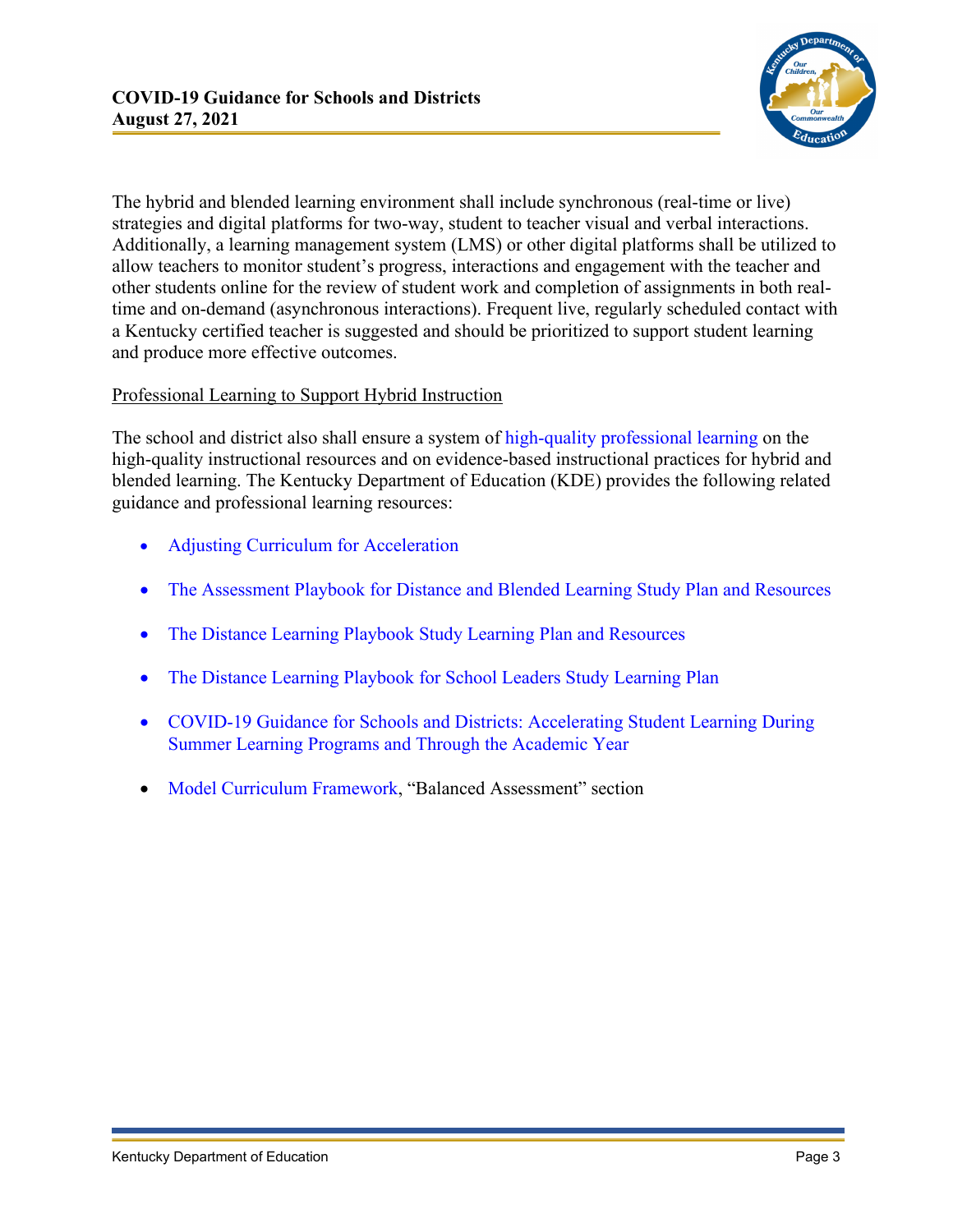The hybrid and blended learning environment shall include synchronous (real-time or live) strategies and digital platforms for two-way, student to teacher visual and verbal interactions. Additionally, a learning management system (LMS) or other digital platforms shall be utilized to allow teachers to monitor student's progress, interactions and engagement with the teacher and other students online for the review of student work and completion of assignments in both real-time and on-demand (asynchronous interactions). Frequent live, regularly scheduled contact with a Kentucky certified teacher is suggested and should be prioritized to support student learning and produce more effective outcomes.

Professional Learning to Support Hybrid Instruction

The school and district also shall ensure a system of high-quality professional learning on the high-quality instructional resources and on evidence-based instructional practices for hybrid and blended learning. The Kentucky Department of Education (KDE) provides the following related guidance and professional learning resources:

- Adjusting Curriculum for Acceleration
- The Assessment Playbook for Distance and Blended Learning Study Plan and Resources
- The Distance Learning Playbook Study Learning Plan and Resources
- The Distance Learning Playbook for School Leaders Study Learning Plan
- COVID-19 Guidance for Schools and Districts: Accelerating Student Learning During Summer Learning Programs and Through the Academic Year
- Model Curriculum Framework, "Balanced Assessment" section